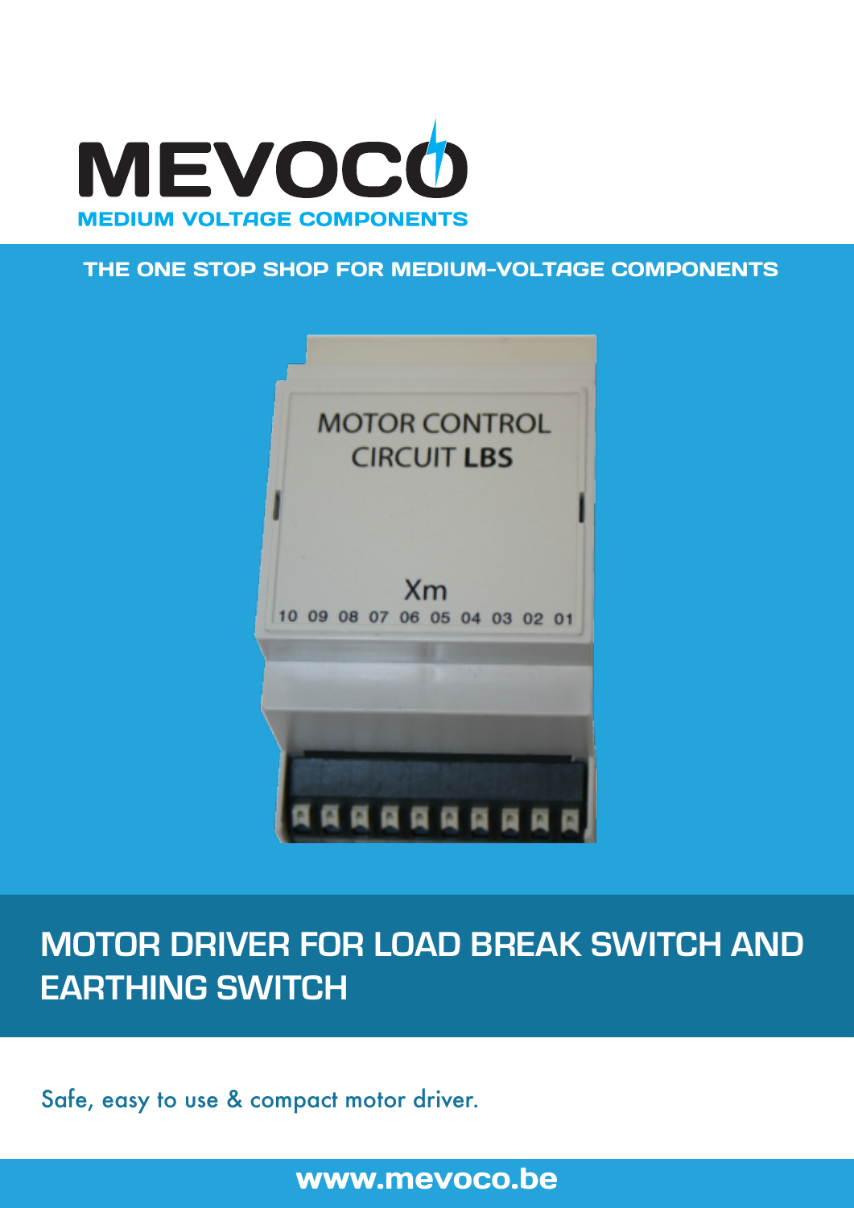# MEVOCO

MEDIUM VOLTAGE COMPONENTS

THE ONE STOP SHOP FOR MEDIUM-VOLTAGE COMPONENTS

# MOTOR DRIVER FOR LOAD BREAK SWITCH AND EARTHING SWITCH

Safe, easy to use & compact motor driver.

www.mevoco.be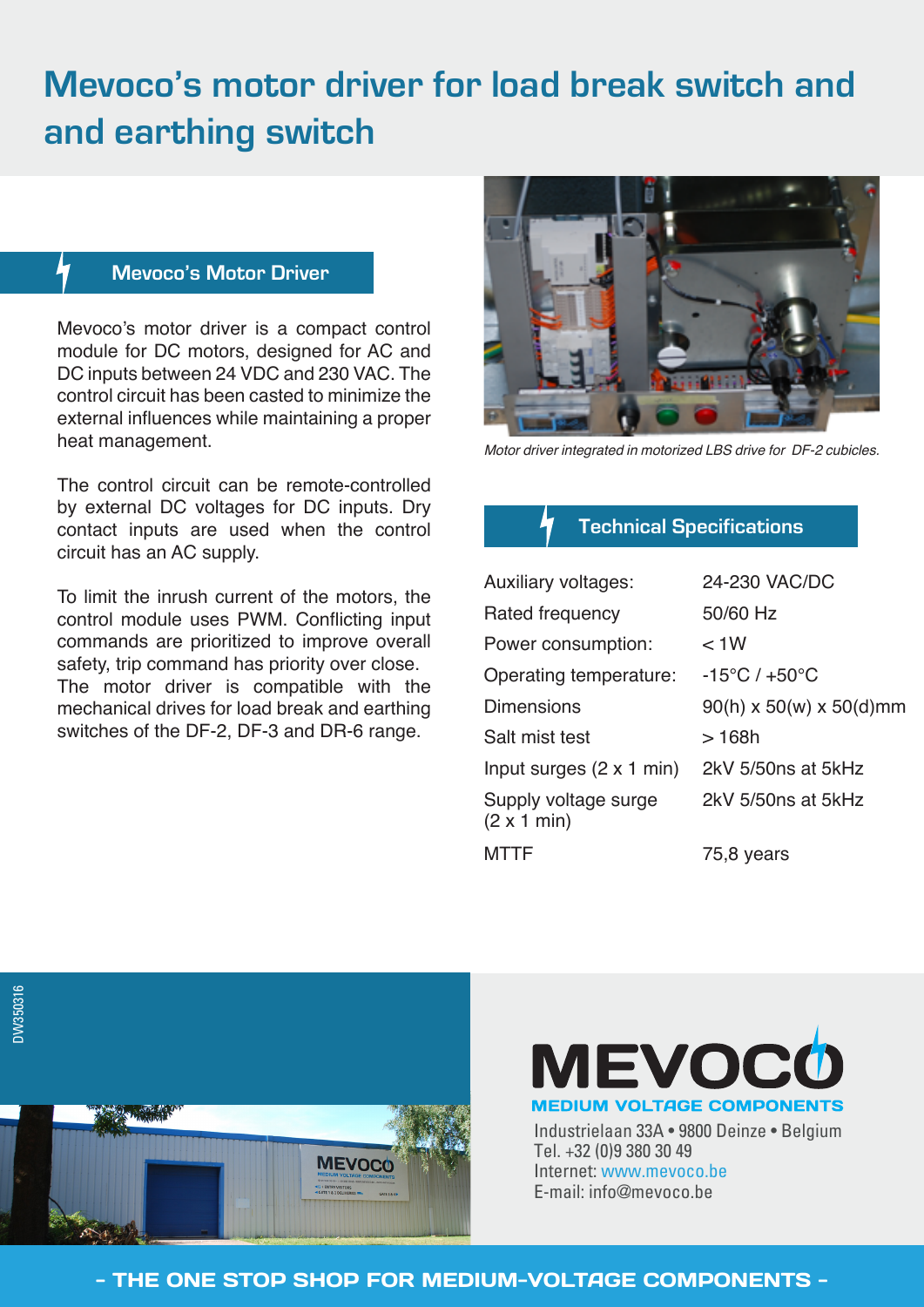# Mevoco's motor driver for load break switch and and earthing switch

## Mevoco's Motor Driver

Mevoco's motor driver is a compact control module for DC motors, designed for AC and DC inputs between 24 VDC and 230 VAC. The control circuit has been casted to minimize the external influences while maintaining a proper heat management.

The control circuit can be remote-controlled by external DC voltages for DC inputs. Dry contact inputs are used when the control circuit has an AC supply.

To limit the inrush current of the motors, the control module uses PWM. Conflicting input commands are prioritized to improve overall safety, trip command has priority over close. The motor driver is compatible with the mechanical drives for load break and earthing switches of the DF-2, DF-3 and DR-6 range.

*Motor driver integrated in motorized LBS drive for DF-2 cubicles.*

## Technical Specifications

| | |
|---|---|
| Auxiliary voltages: | 24-230 VAC/DC |
| Rated frequency | 50/60 Hz |
| Power consumption: | < 1W |
| Operating temperature: | -15°C / +50°C |
| Dimensions | 90(h) x 50(w) x 50(d)mm |
| Salt mist test | > 168h |
| Input surges (2 x 1 min) | 2kV 5/50ns at 5kHz |
| Supply voltage surge (2 x 1 min) | 2kV 5/50ns at 5kHz |
| MTTF | 75,8 years |

DW350316

MEVOCO
MEDIUM VOLTAGE COMPONENTS

Industrielaan 33A • 9800 Deinze • Belgium
Tel. +32 (0)9 380 30 49
Internet: www.mevoco.be
E-mail: info@mevoco.be

- THE ONE STOP SHOP FOR MEDIUM-VOLTAGE COMPONENTS -